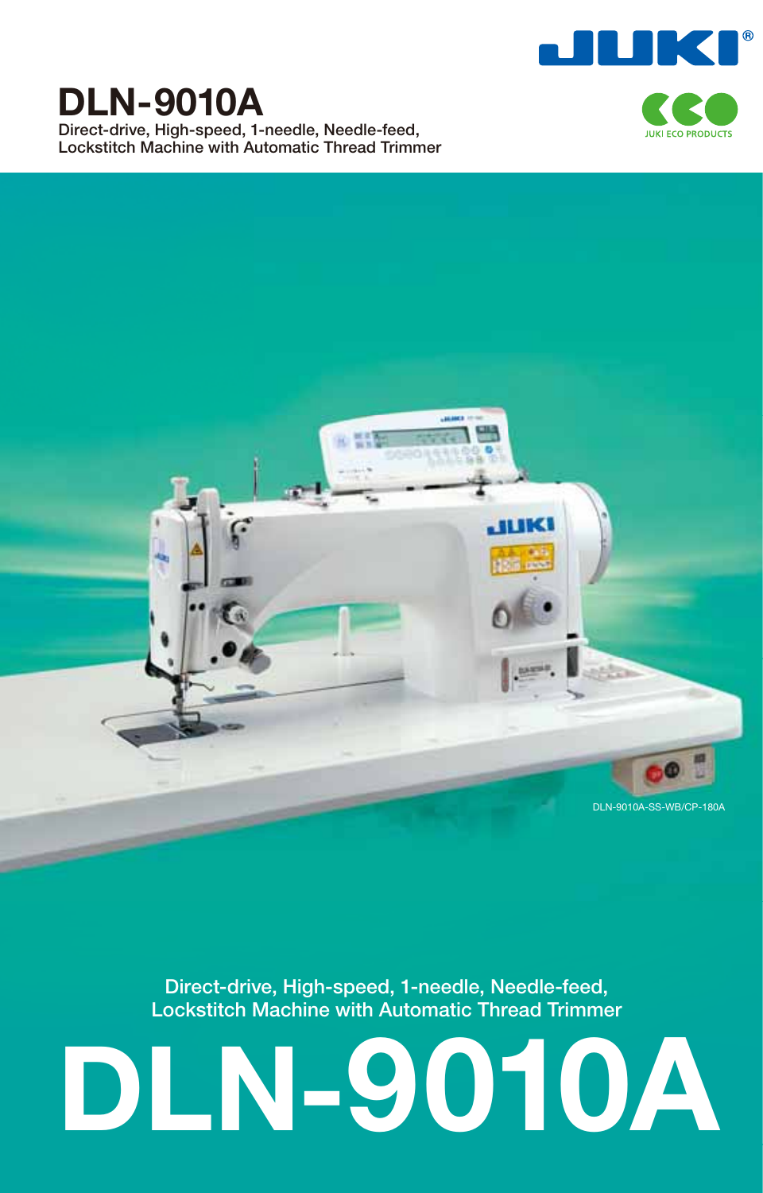# DLN-9010A

Direct-drive, High-speed, 1-needle, Needle-feed, Lockstitch Machine with Automatic Thread Trimmer

JUKI ECO PRODUCTS

DLN-9010A-SS-WB/CP-180A

Direct-drive, High-speed, 1-needle, Needle-feed, Lockstitch Machine with Automatic Thread Trimmer

# DLN-9010A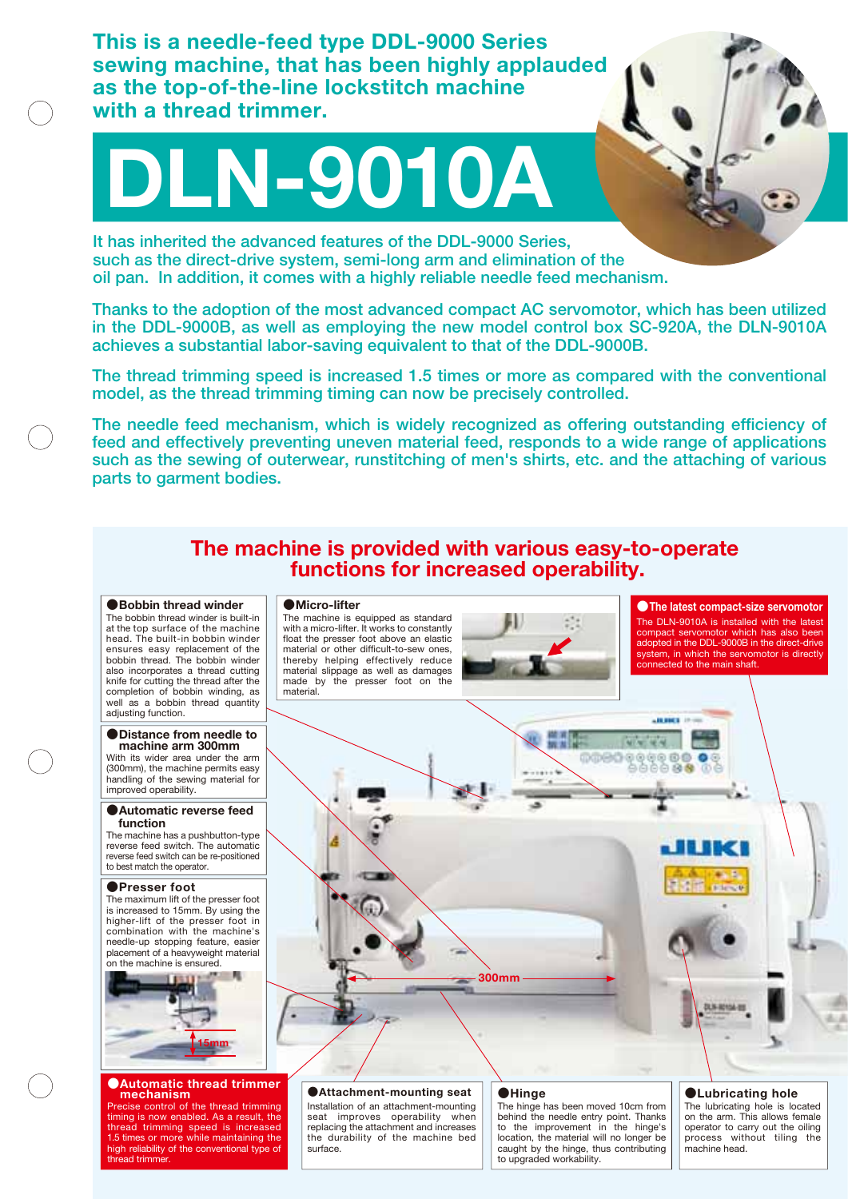## This is a needle-feed type DDL-9000 Series sewing machine, that has been highly applauded as the top-of-the-line lockstitch machine with a thread trimmer.

# DLN-9010A

It has inherited the advanced features of the DDL-9000 Series, such as the direct-drive system, semi-long arm and elimination of the oil pan. In addition, it comes with a highly reliable needle feed mechanism.

Thanks to the adoption of the most advanced compact AC servomotor, which has been utilized in the DDL-9000B, as well as employing the new model control box SC-920A, the DLN-9010A achieves a substantial labor-saving equivalent to that of the DDL-9000B.

The thread trimming speed is increased 1.5 times or more as compared with the conventional model, as the thread trimming timing can now be precisely controlled.

The needle feed mechanism, which is widely recognized as offering outstanding efficiency of feed and effectively preventing uneven material feed, responds to a wide range of applications such as the sewing of outerwear, runstitching of men's shirts, etc. and the attaching of various parts to garment bodies.

## The machine is provided with various easy-to-operate functions for increased operability.

### ●Bobbin thread winder

The bobbin thread winder is built-in at the top surface of the machine head. The built-in bobbin winder ensures easy replacement of the bobbin thread. The bobbin winder also incorporates a thread cutting knife for cutting the thread after the completion of bobbin winding, as well as a bobbin thread quantity adjusting function.

### ●Micro-lifter

The machine is equipped as standard with a micro-lifter. It works to constantly float the presser foot above an elastic material or other difficult-to-sew ones, thereby helping effectively reduce material slippage as well as damages made by the presser foot on the material.

### ●The latest compact-size servomotor

The DLN-9010A is installed with the latest compact servomotor which has also been adopted in the DDL-9000B in the direct-drive system, in which the servomotor is directly connected to the main shaft.

### ●Distance from needle to machine arm 300mm

With its wider area under the arm (300mm), the machine permits easy handling of the sewing material for improved operability.

### ●Automatic reverse feed function

The machine has a pushbutton-type reverse feed switch. The automatic reverse feed switch can be re-positioned to best match the operator.

### ●Presser foot

The maximum lift of the presser foot is increased to 15mm. By using the higher-lift of the presser foot in combination with the machine's needle-up stopping feature, easier placement of a heavyweight material on the machine is ensured.

15mm

300mm

### ●Automatic thread trimmer mechanism

Precise control of the thread trimming timing is now enabled. As a result, the thread trimming speed is increased 1.5 times or more while maintaining the high reliability of the conventional type of thread trimmer.

### ●Attachment-mounting seat

Installation of an attachment-mounting seat improves operability when replacing the attachment and increases the durability of the machine bed surface.

### ●Hinge

The hinge has been moved 10cm from behind the needle entry point. Thanks to the improvement in the hinge's location, the material will no longer be caught by the hinge, thus contributing to upgraded workability.

### ●Lubricating hole

The lubricating hole is located on the arm. This allows female operator to carry out the oiling process without tiling the machine head.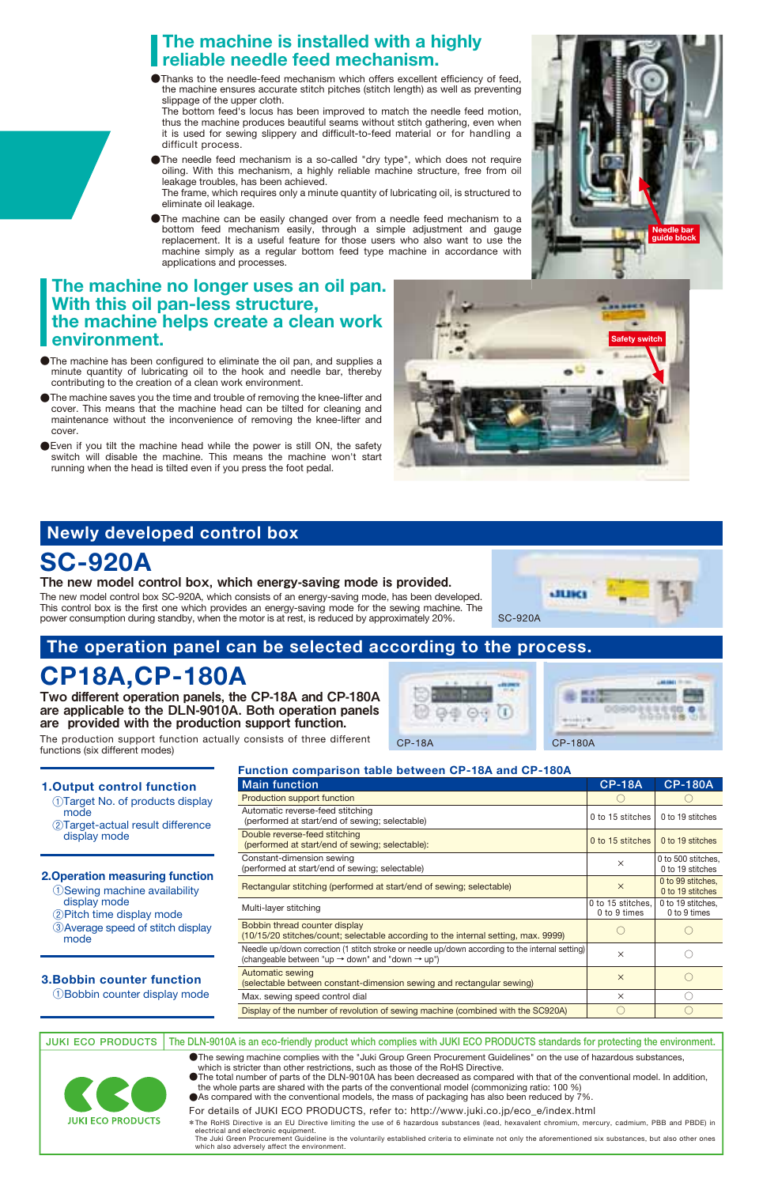## The machine is installed with a highly reliable needle feed mechanism.

- Thanks to the needle-feed mechanism which offers excellent efficiency of feed, the machine ensures accurate stitch pitches (stitch length) as well as preventing slippage of the upper cloth.
  The bottom feed's locus has been improved to match the needle feed motion, thus the machine produces beautiful seams without stitch gathering, even when it is used for sewing slippery and difficult-to-feed material or for handling a difficult process.
- The needle feed mechanism is a so-called "dry type", which does not require oiling. With this mechanism, a highly reliable machine structure, free from oil leakage troubles, has been achieved.
  The frame, which requires only a minute quantity of lubricating oil, is structured to eliminate oil leakage.
- The machine can be easily changed over from a needle feed mechanism to a bottom feed mechanism easily, through a simple adjustment and gauge replacement. It is a useful feature for those users who also want to use the machine simply as a regular bottom feed type machine in accordance with applications and processes.

Needle bar guide block

## The machine no longer uses an oil pan. With this oil pan-less structure, the machine helps create a clean work environment.

- The machine has been configured to eliminate the oil pan, and supplies a minute quantity of lubricating oil to the hook and needle bar, thereby contributing to the creation of a clean work environment.
- The machine saves you the time and trouble of removing the knee-lifter and cover. This means that the machine head can be tilted for cleaning and maintenance without the inconvenience of removing the knee-lifter and cover.
- Even if you tilt the machine head while the power is still ON, the safety switch will disable the machine. This means the machine won't start running when the head is tilted even if you press the foot pedal.

Safety switch

## Newly developed control box

# SC-920A

### The new model control box, which energy-saving mode is provided.

The new model control box SC-920A, which consists of an energy-saving mode, has been developed. This control box is the first one which provides an energy-saving mode for the sewing machine. The power consumption during standby, when the motor is at rest, is reduced by approximately 20%.

SC-920A

## The operation panel can be selected according to the process.

# CP18A,CP-180A

**Two different operation panels, the CP-18A and CP-180A are applicable to the DLN-9010A. Both operation panels are provided with the production support function.**

The production support function actually consists of three different functions (six different modes)

CP-18A

CP-180A

**1.Output control function**
① Target No. of products display mode
② Target-actual result difference display mode

**2.Operation measuring function**
① Sewing machine availability display mode
② Pitch time display mode
③ Average speed of stitch display mode

**3.Bobbin counter function**
① Bobbin counter display mode

### Function comparison table between CP-18A and CP-180A

| Main function | CP-18A | CP-180A |
|---|---|---|
| Production support function | ○ | ○ |
| Automatic reverse-feed stitching (performed at start/end of sewing; selectable) | 0 to 15 stitches | 0 to 19 stitches |
| Double reverse-feed stitching (performed at start/end of sewing; selectable): | 0 to 15 stitches | 0 to 19 stitches |
| Constant-dimension sewing (performed at start/end of sewing; selectable) | × | 0 to 500 stitches, 0 to 19 stitches |
| Rectangular stitching (performed at start/end of sewing; selectable) | × | 0 to 99 stitches, 0 to 19 stitches |
| Multi-layer stitching | 0 to 15 stitches, 0 to 9 times | 0 to 19 stitches, 0 to 9 times |
| Bobbin thread counter display (10/15/20 stitches/count; selectable according to the internal setting, max. 9999) | ○ | ○ |
| Needle up/down correction (1 stitch stroke or needle up/down according to the internal setting) (changeable between "up → down" and "down → up") | × | ○ |
| Automatic sewing (selectable between constant-dimension sewing and rectangular sewing) | × | ○ |
| Max. sewing speed control dial | × | ○ |
| Display of the number of revolution of sewing machine (combined with the SC920A) | ○ | ○ |

**JUKI ECO PRODUCTS** | The DLN-9010A is an eco-friendly product which complies with JUKI ECO PRODUCTS standards for protecting the environment.

JUKI ECO PRODUCTS

- The sewing machine complies with the "Juki Group Green Procurement Guidelines" on the use of hazardous substances, which is stricter than other restrictions, such as those of the RoHS Directive.
- The total number of parts of the DLN-9010A has been decreased as compared with that of the conventional model. In addition, the whole parts are shared with the parts of the conventional model (commonizing ratio: 100 %)
- As compared with the conventional models, the mass of packaging has also been reduced by 7%.

For details of JUKI ECO PRODUCTS, refer to: http://www.juki.co.jp/eco_e/index.html

*The RoHS Directive is an EU Directive limiting the use of 6 hazardous substances (lead, hexavalent chromium, mercury, cadmium, PBB and PBDE) in electrical and electronic equipment.
The Juki Green Procurement Guideline is the voluntarily established criteria to eliminate not only the aforementioned six substances, but also other ones which also adversely affect the environment.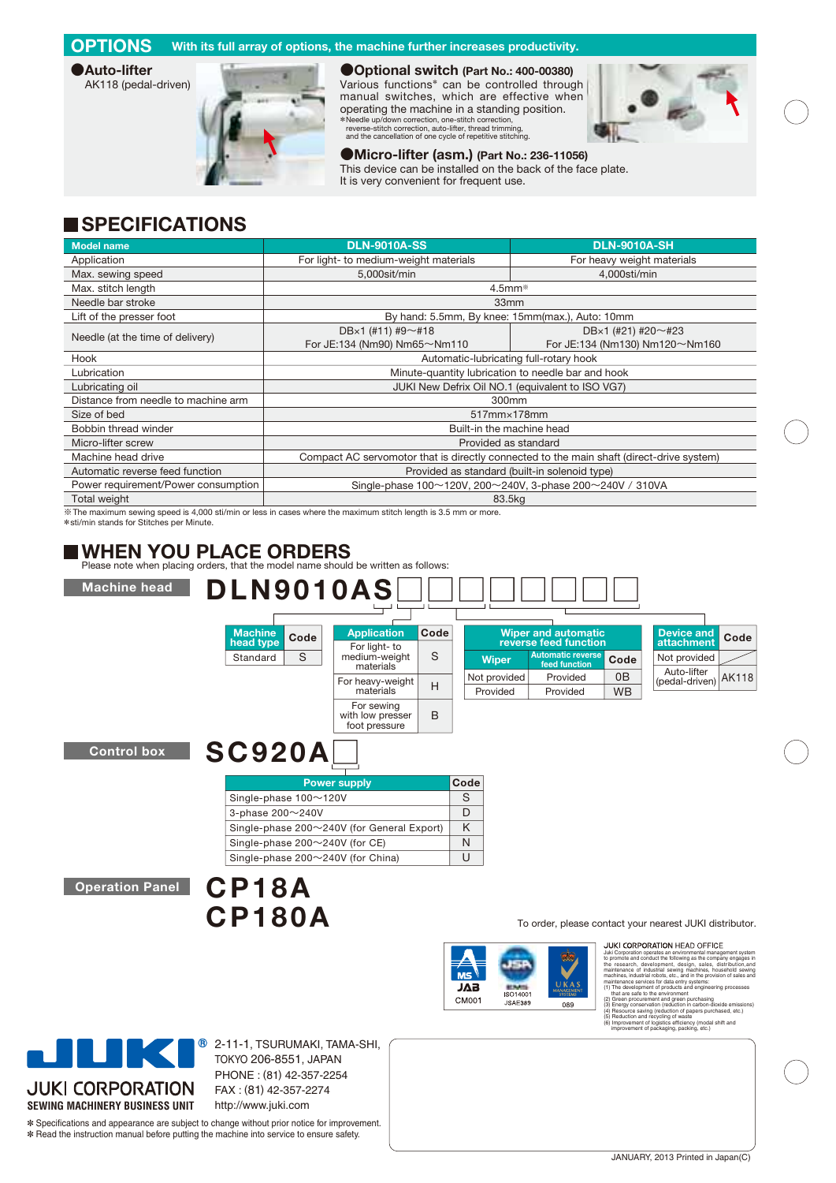## OPTIONS

With its full array of options, the machine further increases productivity.

### ●Auto-lifter
AK118 (pedal-driven)

### ●Optional switch (Part No.: 400-00380)
Various functions* can be controlled through manual switches, which are effective when operating the machine in a standing position.
*Needle up/down correction, one-stitch correction, reverse-stitch correction, auto-lifter, thread trimming, and the cancellation of one cycle of repetitive stitching.

### ●Micro-lifter (asm.) (Part No.: 236-11056)
This device can be installed on the back of the face plate.
It is very convenient for frequent use.

## SPECIFICATIONS

| Model name | DLN-9010A-SS | DLN-9010A-SH |
|---|---|---|
| Application | For light- to medium-weight materials | For heavy weight materials |
| Max. sewing speed | 5,000sti/min | 4,000sti/min |
| Max. stitch length | 4.5mm※ | |
| Needle bar stroke | 33mm | |
| Lift of the presser foot | By hand: 5.5mm, By knee: 15mm(max.), Auto: 10mm | |
| Needle (at the time of delivery) | DB×1 (#11) #9～#18<br>For JE:134 (Nm90) Nm65～Nm110 | DB×1 (#21) #20～#23<br>For JE:134 (Nm130) Nm120～Nm160 |
| Hook | Automatic-lubricating full-rotary hook | |
| Lubrication | Minute-quantity lubrication to needle bar and hook | |
| Lubricating oil | JUKI New Defrix Oil NO.1 (equivalent to ISO VG7) | |
| Distance from needle to machine arm | 300mm | |
| Size of bed | 517mm×178mm | |
| Bobbin thread winder | Built-in the machine head | |
| Micro-lifter screw | Provided as standard | |
| Machine head drive | Compact AC servomotor that is directly connected to the main shaft (direct-drive system) | |
| Automatic reverse feed function | Provided as standard (built-in solenoid type) | |
| Power requirement/Power consumption | Single-phase 100～120V, 200～240V, 3-phase 200～240V / 310VA | |
| Total weight | 83.5kg | |

※The maximum sewing speed is 4,000 sti/min or less in cases where the maximum stitch length is 3.5 mm or more.
*sti/min stands for Stitches per Minute.

## WHEN YOU PLACE ORDERS

Please note when placing orders, that the model name should be written as follows:

**Machine head** DLN9010AS□□□□□□□□

| Machine head type | Code |
|---|---|
| Standard | S |

| Application | Code |
|---|---|
| For light- to medium-weight materials | S |
| For heavy-weight materials | H |
| For sewing with low presser foot pressure | B |

| Wiper and automatic reverse feed function | | |
|---|---|---|
| Wiper | Automatic reverse feed function | Code |
| Not provided | Provided | 0B |
| Provided | Provided | WB |

| Device and attachment | Code |
|---|---|
| Not provided | |
| Auto-lifter (pedal-driven) | AK118 |

**Control box** SC920A□

| Power supply | Code |
|---|---|
| Single-phase 100～120V | S |
| 3-phase 200～240V | D |
| Single-phase 200～240V (for General Export) | K |
| Single-phase 200～240V (for CE) | N |
| Single-phase 200～240V (for China) | U |

**Operation Panel** CP18A / CP180A

To order, please contact your nearest JUKI distributor.

MS JAB CM001 · JSA EMS ISO14001 JSAE389 · UKAS MANAGEMENT SYSTEMS 089

JUKI CORPORATION HEAD OFFICE
Juki Corporation operates an environmental management system to promote and conduct the following as the company engages in the research, development, design, sales, distribution,and maintenance of industrial sewing machines, household sewing machines, industrial robots, etc., and in the provision of sales and maintenance services for data entry systems:
(1) The development of products and engineering processes that are safe to the environment
(2) Green procurement and green purchasing
(3) Energy conservation (reduction in carbon-dioxide emissions)
(4) Resource saving (reduction of papers purchased, etc.)
(5) Reduction and recycling of waste
(6) Improvement of logistics efficiency (modal shift and improvement of packaging, packing, etc.)

JUKI®
JUKI CORPORATION
SEWING MACHINERY BUSINESS UNIT

2-11-1, TSURUMAKI, TAMA-SHI, TOKYO 206-8551, JAPAN
PHONE : (81) 42-357-2254
FAX : (81) 42-357-2274
http://www.juki.com

* Specifications and appearance are subject to change without prior notice for improvement.
* Read the instruction manual before putting the machine into service to ensure safety.

JANUARY, 2013 Printed in Japan(C)